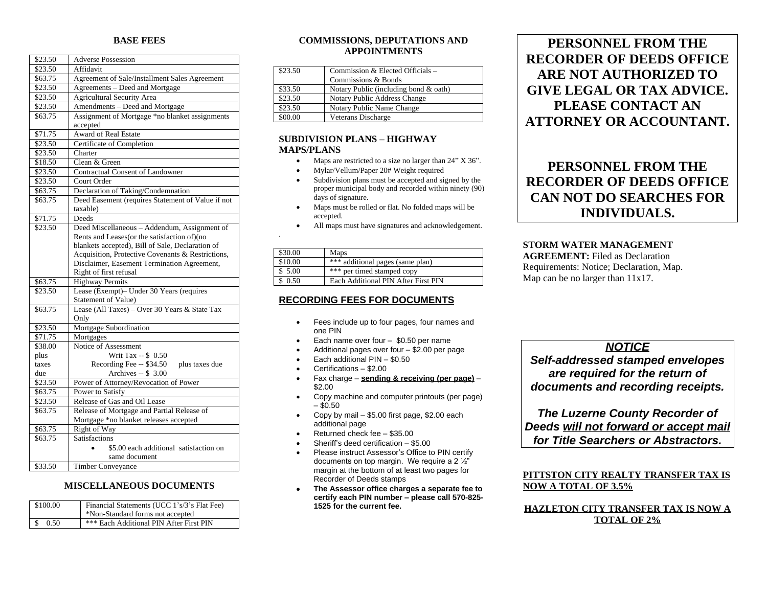### BASE FEES

| | |
|---|---|
| $23.50 | Adverse Possession |
| $23.50 | Affidavit |
| $63.75 | Agreement of Sale/Installment Sales Agreement |
| $23.50 | Agreements – Deed and Mortgage |
| $23.50 | Agricultural Security Area |
| $23.50 | Amendments – Deed and Mortgage |
| $63.75 | Assignment of Mortgage *no blanket assignments accepted |
| $71.75 | Award of Real Estate |
| $23.50 | Certificate of Completion |
| $23.50 | Charter |
| $18.50 | Clean & Green |
| $23.50 | Contractual Consent of Landowner |
| $23.50 | Court Order |
| $63.75 | Declaration of Taking/Condemnation |
| $63.75 | Deed Easement (requires Statement of Value if not taxable) |
| $71.75 | Deeds |
| $23.50 | Deed Miscellaneous – Addendum, Assignment of Rents and Leases(or the satisfaction of)(no blankets accepted), Bill of Sale, Declaration of Acquisition, Protective Covenants & Restrictions, Disclaimer, Easement Termination Agreement, Right of first refusal |
| $63.75 | Highway Permits |
| $23.50 | Lease (Exempt)– Under 30 Years (requires Statement of Value) |
| $63.75 | Lease (All Taxes) – Over 30 Years & State Tax Only |
| $23.50 | Mortgage Subordination |
| $71.75 | Mortgages |
| $38.00 plus taxes due | Notice of Assessment<br>Writ Tax -- $ 0.50<br>Recording Fee -- $34.50 plus taxes due<br>Archives -- $ 3.00 |
| $23.50 | Power of Attorney/Revocation of Power |
| $63.75 | Power to Satisfy |
| $23.50 | Release of Gas and Oil Lease |
| $63.75 | Release of Mortgage and Partial Release of Mortgage *no blanket releases accepted |
| $63.75 | Right of Way |
| $63.75 | Satisfactions<br>• $5.00 each additional satisfaction on same document |
| $33.50 | Timber Conveyance |

### MISCELLANEOUS DOCUMENTS

| | |
|---|---|
| $100.00 | Financial Statements (UCC 1's/3's Flat Fee) *Non-Standard forms not accepted |
| $ 0.50 | *** Each Additional PIN After First PIN |

### COMMISSIONS, DEPUTATIONS AND APPOINTMENTS

| | |
|---|---|
| $23.50 | Commission & Elected Officials – Commissions & Bonds |
| $33.50 | Notary Public (including bond & oath) |
| $23.50 | Notary Public Address Change |
| $23.50 | Notary Public Name Change |
| $00.00 | Veterans Discharge |

### SUBDIVISION PLANS – HIGHWAY MAPS/PLANS

- Maps are restricted to a size no larger than 24" X 36".
- Mylar/Vellum/Paper 20# Weight required
- Subdivision plans must be accepted and signed by the proper municipal body and recorded within ninety (90) days of signature.
- Maps must be rolled or flat. No folded maps will be accepted.
- All maps must have signatures and acknowledgement.

| | |
|---|---|
| $30.00 | Maps |
| $10.00 | *** additional pages (same plan) |
| $ 5.00 | *** per timed stamped copy |
| $ 0.50 | Each Additional PIN After First PIN |

### RECORDING FEES FOR DOCUMENTS

- Fees include up to four pages, four names and one PIN
- Each name over four – $0.50 per name
- Additional pages over four – $2.00 per page
- Each additional PIN – $0.50
- Certifications – $2.00
- Fax charge – **sending & receiving (per page)** – $2.00
- Copy machine and computer printouts (per page) – $0.50
- Copy by mail – $5.00 first page, $2.00 each additional page
- Returned check fee – $35.00
- Sheriff's deed certification – $5.00
- Please instruct Assessor's Office to PIN certify documents on top margin. We require a 2 ½" margin at the bottom of at least two pages for Recorder of Deeds stamps
- **The Assessor office charges a separate fee to certify each PIN number – please call 570-825-1525 for the current fee.**

## PERSONNEL FROM THE RECORDER OF DEEDS OFFICE ARE NOT AUTHORIZED TO GIVE LEGAL OR TAX ADVICE. PLEASE CONTACT AN ATTORNEY OR ACCOUNTANT.

## PERSONNEL FROM THE RECORDER OF DEEDS OFFICE CAN NOT DO SEARCHES FOR INDIVIDUALS.

**STORM WATER MANAGEMENT AGREEMENT:** Filed as Declaration Requirements: Notice; Declaration, Map. Map can be no larger than 11x17.

***NOTICE***

***Self-addressed stamped envelopes are required for the return of documents and recording receipts.***

***The Luzerne County Recorder of Deeds will not forward or accept mail for Title Searchers or Abstractors.***

**PITTSTON CITY REALTY TRANSFER TAX IS NOW A TOTAL OF 3.5%**

**HAZLETON CITY TRANSFER TAX IS NOW A TOTAL OF 2%**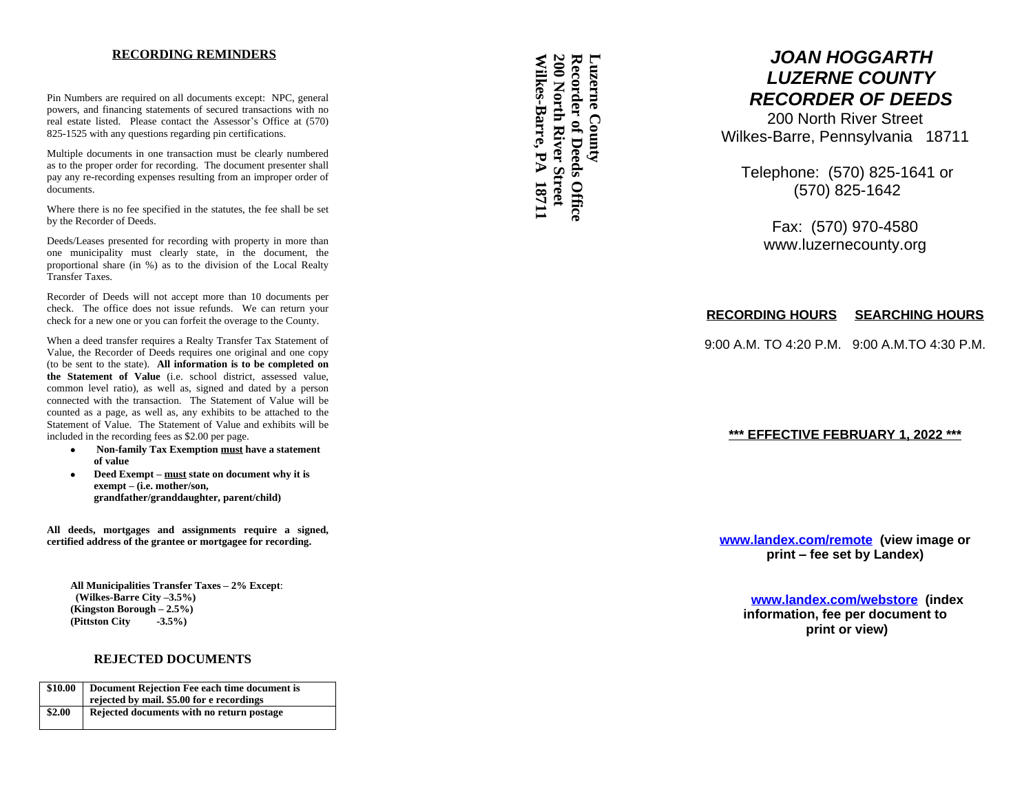## RECORDING REMINDERS

Pin Numbers are required on all documents except: NPC, general powers, and financing statements of secured transactions with no real estate listed. Please contact the Assessor's Office at (570) 825-1525 with any questions regarding pin certifications.

Multiple documents in one transaction must be clearly numbered as to the proper order for recording. The document presenter shall pay any re-recording expenses resulting from an improper order of documents.

Where there is no fee specified in the statutes, the fee shall be set by the Recorder of Deeds.

Deeds/Leases presented for recording with property in more than one municipality must clearly state, in the document, the proportional share (in %) as to the division of the Local Realty Transfer Taxes.

Recorder of Deeds will not accept more than 10 documents per check. The office does not issue refunds. We can return your check for a new one or you can forfeit the overage to the County.

When a deed transfer requires a Realty Transfer Tax Statement of Value, the Recorder of Deeds requires one original and one copy (to be sent to the state). **All information is to be completed on the Statement of Value** (i.e. school district, assessed value, common level ratio), as well as, signed and dated by a person connected with the transaction. The Statement of Value will be counted as a page, as well as, any exhibits to be attached to the Statement of Value. The Statement of Value and exhibits will be included in the recording fees as $2.00 per page.

- **Non-family Tax Exemption must have a statement of value**
- **Deed Exempt – must state on document why it is exempt – (i.e. mother/son, grandfather/granddaughter, parent/child)**

**All deeds, mortgages and assignments require a signed, certified address of the grantee or mortgagee for recording.**

**All Municipalities Transfer Taxes – 2% Except**:
**(Wilkes-Barre City –3.5%)**
**(Kingston Borough – 2.5%)**
**(Pittston City -3.5%)**

### REJECTED DOCUMENTS

| | |
|---|---|
| **$10.00** | **Document Rejection Fee each time document is rejected by mail. $5.00 for e recordings** |
| **$2.00** | **Rejected documents with no return postage** |

**Luzerne County**
**Recorder of Deeds Office**
**200 North River Street**
**Wilkes-Barre, PA 18711**

# *JOAN HOGGARTH*
# *LUZERNE COUNTY*
# *RECORDER OF DEEDS*

200 North River Street
Wilkes-Barre, Pennsylvania 18711

Telephone: (570) 825-1641 or (570) 825-1642

Fax: (570) 970-4580
www.luzernecounty.org

| **RECORDING HOURS** | **SEARCHING HOURS** |
|---|---|
| 9:00 A.M. TO 4:20 P.M. | 9:00 A.M.TO 4:30 P.M. |

**\*\*\* EFFECTIVE FEBRUARY 1, 2022 \*\*\***

**www.landex.com/remote (view image or print – fee set by Landex)**

**www.landex.com/webstore (index information, fee per document to print or view)**